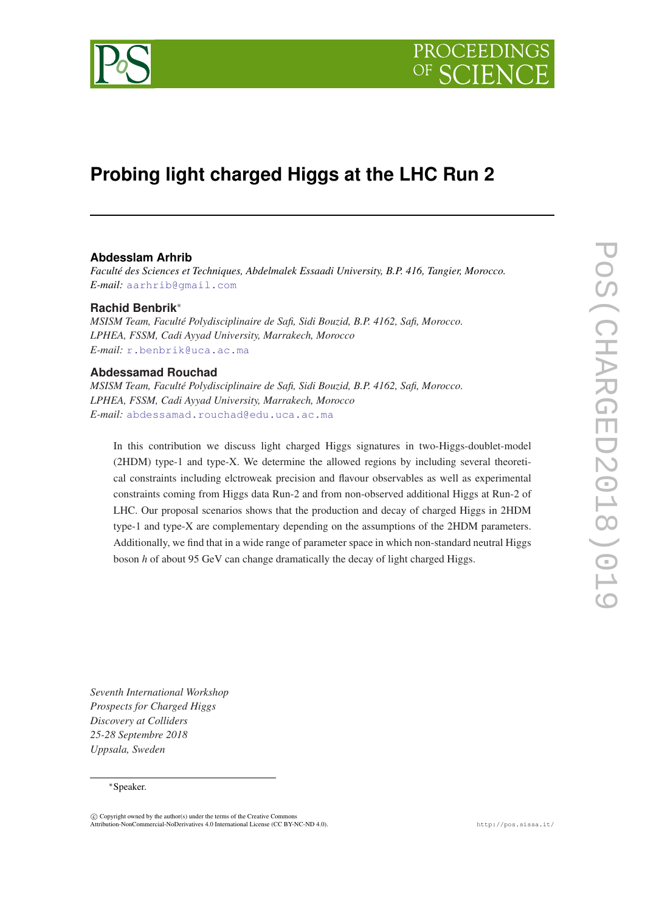# Probing light charged Higgs at the LHC Run 2

**Abdesslam Arhrib**
*Faculté des Sciences et Techniques, Abdelmalek Essaadi University, B.P. 416, Tangier, Morocco.*
*E-mail:* aarhrib@gmail.com

**Rachid Benbrik***
*MSISM Team, Faculté Polydisciplinaire de Safi, Sidi Bouzid, B.P. 4162, Safi, Morocco.*
*LPHEA, FSSM, Cadi Ayyad University, Marrakech, Morocco*
*E-mail:* r.benbrik@uca.ac.ma

**Abdessamad Rouchad**
*MSISM Team, Faculté Polydisciplinaire de Safi, Sidi Bouzid, B.P. 4162, Safi, Morocco.*
*LPHEA, FSSM, Cadi Ayyad University, Marrakech, Morocco*
*E-mail:* abdessamad.rouchad@edu.uca.ac.ma

In this contribution we discuss light charged Higgs signatures in two-Higgs-doublet-model (2HDM) type-1 and type-X. We determine the allowed regions by including several theoretical constraints including elctroweak precision and flavour observables as well as experimental constraints coming from Higgs data Run-2 and from non-observed additional Higgs at Run-2 of LHC. Our proposal scenarios shows that the production and decay of charged Higgs in 2HDM type-1 and type-X are complementary depending on the assumptions of the 2HDM parameters. Additionally, we find that in a wide range of parameter space in which non-standard neutral Higgs boson $h$ of about 95 GeV can change dramatically the decay of light charged Higgs.

*Seventh International Workshop*
*Prospects for Charged Higgs*
*Discovery at Colliders*
*25-28 Septembre 2018*
*Uppsala, Sweden*

*Speaker.

© Copyright owned by the author(s) under the terms of the Creative Commons Attribution-NonCommercial-NoDerivatives 4.0 International License (CC BY-NC-ND 4.0).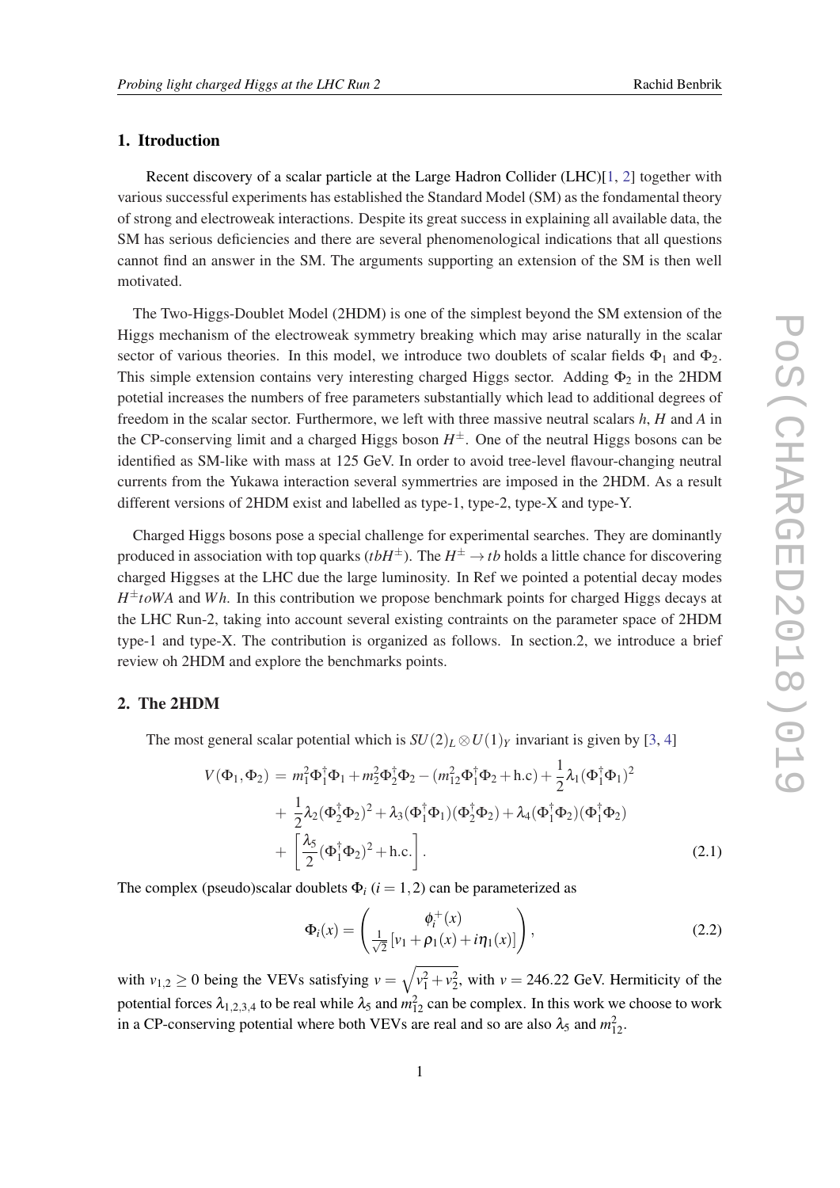## 1. Itroduction

Recent discovery of a scalar particle at the Large Hadron Collider (LHC)[1, 2] together with various successful experiments has established the Standard Model (SM) as the fondamental theory of strong and electroweak interactions. Despite its great success in explaining all available data, the SM has serious deficiencies and there are several phenomenological indications that all questions cannot find an answer in the SM. The arguments supporting an extension of the SM is then well motivated.

The Two-Higgs-Doublet Model (2HDM) is one of the simplest beyond the SM extension of the Higgs mechanism of the electroweak symmetry breaking which may arise naturally in the scalar sector of various theories. In this model, we introduce two doublets of scalar fields $\Phi_1$ and $\Phi_2$. This simple extension contains very interesting charged Higgs sector. Adding $\Phi_2$ in the 2HDM potetial increases the numbers of free parameters substantially which lead to additional degrees of freedom in the scalar sector. Furthermore, we left with three massive neutral scalars $h$, $H$ and $A$ in the CP-conserving limit and a charged Higgs boson $H^{\pm}$. One of the neutral Higgs bosons can be identified as SM-like with mass at 125 GeV. In order to avoid tree-level flavour-changing neutral currents from the Yukawa interaction several symmertries are imposed in the 2HDM. As a result different versions of 2HDM exist and labelled as type-1, type-2, type-X and type-Y.

Charged Higgs bosons pose a special challenge for experimental searches. They are dominantly produced in association with top quarks ($tbH^{\pm}$). The $H^{\pm} \to tb$ holds a little chance for discovering charged Higgses at the LHC due the large luminosity. In Ref we pointed a potential decay modes $H^{\pm} toWA$ and $Wh$. In this contribution we propose benchmark points for charged Higgs decays at the LHC Run-2, taking into account several existing contraints on the parameter space of 2HDM type-1 and type-X. The contribution is organized as follows. In section.2, we introduce a brief review oh 2HDM and explore the benchmarks points.

## 2. The 2HDM

The most general scalar potential which is $SU(2)_L \otimes U(1)_Y$ invariant is given by [3, 4]

$$
\begin{aligned}
V(\Phi_1, \Phi_2) \;=\;& m_1^2 \Phi_1^\dagger \Phi_1 + m_2^2 \Phi_2^\dagger \Phi_2 - (m_{12}^2 \Phi_1^\dagger \Phi_2 + \text{h.c}) + \frac{1}{2}\lambda_1 (\Phi_1^\dagger \Phi_1)^2 \\
&+ \frac{1}{2}\lambda_2 (\Phi_2^\dagger \Phi_2)^2 + \lambda_3 (\Phi_1^\dagger \Phi_1)(\Phi_2^\dagger \Phi_2) + \lambda_4 (\Phi_1^\dagger \Phi_2)(\Phi_1^\dagger \Phi_2) \\
&+ \left[ \frac{\lambda_5}{2} (\Phi_1^\dagger \Phi_2)^2 + \text{h.c.} \right].
\end{aligned}
\tag{2.1}
$$

The complex (pseudo)scalar doublets $\Phi_i$ ($i = 1, 2$) can be parameterized as

$$
\Phi_i(x) = \begin{pmatrix} \phi_i^+(x) \\ \frac{1}{\sqrt{2}} [v_1 + \rho_1(x) + i\eta_1(x)] \end{pmatrix},
\tag{2.2}
$$

with $v_{1,2} \geq 0$ being the VEVs satisfying $v = \sqrt{v_1^2 + v_2^2}$, with $v = 246.22$ GeV. Hermiticity of the potential forces $\lambda_{1,2,3,4}$ to be real while $\lambda_5$ and $m_{12}^2$ can be complex. In this work we choose to work in a CP-conserving potential where both VEVs are real and so are also $\lambda_5$ and $m_{12}^2$.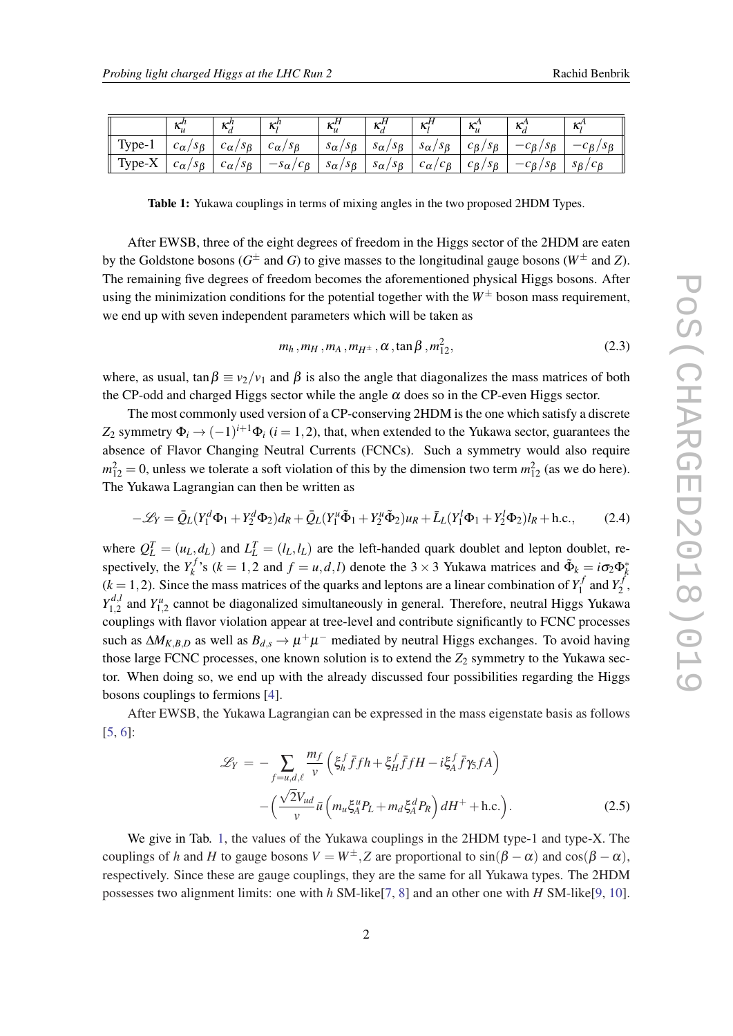|  | $\kappa_u^h$ | $\kappa_d^h$ | $\kappa_l^h$ | $\kappa_u^H$ | $\kappa_d^H$ | $\kappa_l^H$ | $\kappa_u^A$ | $\kappa_d^A$ | $\kappa_l^A$ |
|---|---|---|---|---|---|---|---|---|---|
| Type-1 | $c_\alpha/s_\beta$ | $c_\alpha/s_\beta$ | $c_\alpha/s_\beta$ | $s_\alpha/s_\beta$ | $s_\alpha/s_\beta$ | $s_\alpha/s_\beta$ | $c_\beta/s_\beta$ | $-c_\beta/s_\beta$ | $-c_\beta/s_\beta$ |
| Type-X | $c_\alpha/s_\beta$ | $c_\alpha/s_\beta$ | $-s_\alpha/c_\beta$ | $s_\alpha/s_\beta$ | $s_\alpha/s_\beta$ | $c_\alpha/c_\beta$ | $c_\beta/s_\beta$ | $-c_\beta/s_\beta$ | $s_\beta/c_\beta$ |

**Table 1:** Yukawa couplings in terms of mixing angles in the two proposed 2HDM Types.

After EWSB, three of the eight degrees of freedom in the Higgs sector of the 2HDM are eaten by the Goldstone bosons ($G^\pm$ and $G$) to give masses to the longitudinal gauge bosons ($W^\pm$ and $Z$). The remaining five degrees of freedom becomes the aforementioned physical Higgs bosons. After using the minimization conditions for the potential together with the $W^\pm$ boson mass requirement, we end up with seven independent parameters which will be taken as

$$m_h\,, m_H\,, m_A\,, m_{H^\pm}\,, \alpha\,, \tan\beta\,, m_{12}^2, \tag{2.3}$$

where, as usual, $\tan\beta \equiv v_2/v_1$ and $\beta$ is also the angle that diagonalizes the mass matrices of both the CP-odd and charged Higgs sector while the angle $\alpha$ does so in the CP-even Higgs sector.

The most commonly used version of a CP-conserving 2HDM is the one which satisfy a discrete $Z_2$ symmetry $\Phi_i \to (-1)^{i+1}\Phi_i$ ($i = 1,2$), that, when extended to the Yukawa sector, guarantees the absence of Flavor Changing Neutral Currents (FCNCs). Such a symmetry would also require $m_{12}^2 = 0$, unless we tolerate a soft violation of this by the dimension two term $m_{12}^2$ (as we do here). The Yukawa Lagrangian can then be written as

$$-\mathscr{L}_Y = \bar{Q}_L(Y_1^d\Phi_1 + Y_2^d\Phi_2)d_R + \bar{Q}_L(Y_1^u\tilde{\Phi}_1 + Y_2^u\tilde{\Phi}_2)u_R + \bar{L}_L(Y_1^l\Phi_1 + Y_2^l\Phi_2)l_R + \text{h.c.}, \tag{2.4}$$

where $Q_L^T = (u_L, d_L)$ and $L_L^T = (l_L, l_L)$ are the left-handed quark doublet and lepton doublet, respectively, the $Y_k^f$'s ($k = 1,2$ and $f = u,d,l$) denote the $3\times 3$ Yukawa matrices and $\tilde{\Phi}_k = i\sigma_2\Phi_k^*$ ($k = 1,2$). Since the mass matrices of the quarks and leptons are a linear combination of $Y_1^f$ and $Y_2^f$, $Y_{1,2}^{d,l}$ and $Y_{1,2}^u$ cannot be diagonalized simultaneously in general. Therefore, neutral Higgs Yukawa couplings with flavor violation appear at tree-level and contribute significantly to FCNC processes such as $\Delta M_{K,B,D}$ as well as $B_{d,s} \to \mu^+\mu^-$ mediated by neutral Higgs exchanges. To avoid having those large FCNC processes, one known solution is to extend the $Z_2$ symmetry to the Yukawa sector. When doing so, we end up with the already discussed four possibilities regarding the Higgs bosons couplings to fermions [4].

After EWSB, the Yukawa Lagrangian can be expressed in the mass eigenstate basis as follows [5, 6]:

$$\begin{aligned}\mathscr{L}_Y = & -\sum_{f=u,d,\ell} \frac{m_f}{v}\left(\xi_h^f \bar{f} f h + \xi_H^f \bar{f} f H - i\xi_A^f \bar{f}\gamma_5 f A\right) \\ & -\Big(\frac{\sqrt{2}V_{ud}}{v}\bar{u}\left(m_u\xi_A^u P_L + m_d\xi_A^d P_R\right) dH^+ + \text{h.c.}\Big).\end{aligned} \tag{2.5}$$

We give in Tab. 1, the values of the Yukawa couplings in the 2HDM type-1 and type-X. The couplings of $h$ and $H$ to gauge bosons $V = W^\pm, Z$ are proportional to $\sin(\beta-\alpha)$ and $\cos(\beta-\alpha)$, respectively. Since these are gauge couplings, they are the same for all Yukawa types. The 2HDM possesses two alignment limits: one with $h$ SM-like[7, 8] and an other one with $H$ SM-like[9, 10].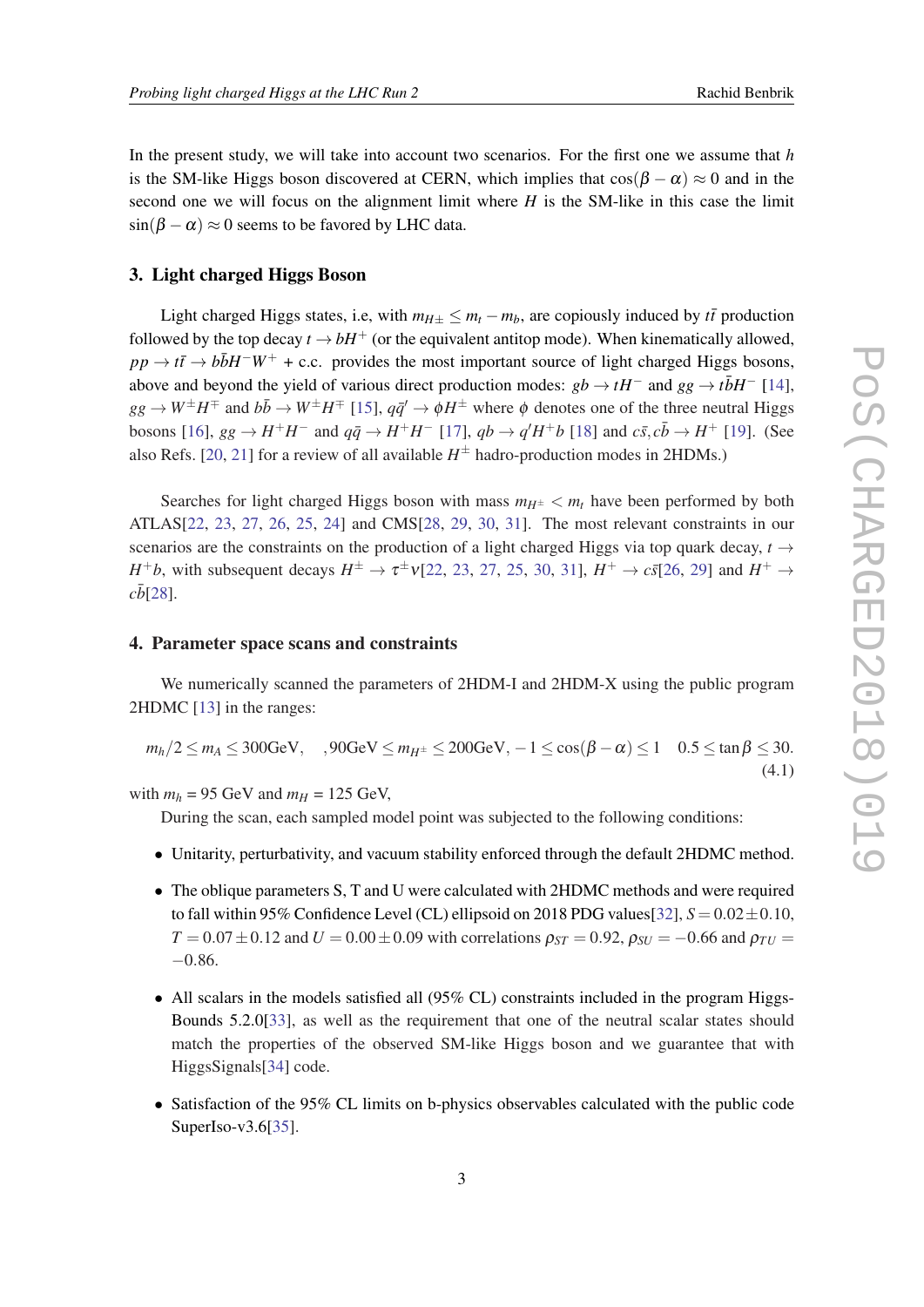In the present study, we will take into account two scenarios. For the first one we assume that $h$ is the SM-like Higgs boson discovered at CERN, which implies that $\cos(\beta-\alpha) \approx 0$ and in the second one we will focus on the alignment limit where $H$ is the SM-like in this case the limit $\sin(\beta-\alpha) \approx 0$ seems to be favored by LHC data.

## 3. Light charged Higgs Boson

Light charged Higgs states, i.e, with $m_{H^\pm} \leq m_t - m_b$, are copiously induced by $t\bar{t}$ production followed by the top decay $t \to bH^+$ (or the equivalent antitop mode). When kinematically allowed, $pp \to t\bar{t} \to b\bar{b}H^- W^+$ + c.c. provides the most important source of light charged Higgs bosons, above and beyond the yield of various direct production modes: $gb \to tH^-$ and $gg \to t\bar{b}H^-$ [14], $gg \to W^\pm H^\mp$ and $b\bar{b} \to W^\pm H^\mp$ [15], $q\bar{q}' \to \phi H^\pm$ where $\phi$ denotes one of the three neutral Higgs bosons [16], $gg \to H^+H^-$ and $q\bar{q} \to H^+H^-$ [17], $qb \to q'H^+b$ [18] and $c\bar{s}, c\bar{b} \to H^+$ [19]. (See also Refs. [20, 21] for a review of all available $H^\pm$ hadro-production modes in 2HDMs.)

Searches for light charged Higgs boson with mass $m_{H^\pm} < m_t$ have been performed by both ATLAS[22, 23, 27, 26, 25, 24] and CMS[28, 29, 30, 31]. The most relevant constraints in our scenarios are the constraints on the production of a light charged Higgs via top quark decay, $t \to H^+b$, with subsequent decays $H^\pm \to \tau^\pm \nu$[22, 23, 27, 25, 30, 31], $H^+ \to c\bar{s}$[26, 29] and $H^+ \to c\bar{b}$[28].

## 4. Parameter space scans and constraints

We numerically scanned the parameters of 2HDM-I and 2HDM-X using the public program 2HDMC [13] in the ranges:

$$m_h/2 \leq m_A \leq 300\text{GeV}, \quad ,90\text{GeV} \leq m_{H^\pm} \leq 200\text{GeV}, -1 \leq \cos(\beta-\alpha) \leq 1 \quad 0.5 \leq \tan\beta \leq 30. \tag{4.1}$$

with $m_h$ = 95 GeV and $m_H$ = 125 GeV,

During the scan, each sampled model point was subjected to the following conditions:

- Unitarity, perturbativity, and vacuum stability enforced through the default 2HDMC method.
- The oblique parameters S, T and U were calculated with 2HDMC methods and were required to fall within 95% Confidence Level (CL) ellipsoid on 2018 PDG values[32], $S = 0.02 \pm 0.10$, $T = 0.07 \pm 0.12$ and $U = 0.00 \pm 0.09$ with correlations $\rho_{ST} = 0.92$, $\rho_{SU} = -0.66$ and $\rho_{TU} = -0.86$.
- All scalars in the models satisfied all (95% CL) constraints included in the program Higgs-Bounds 5.2.0[33], as well as the requirement that one of the neutral scalar states should match the properties of the observed SM-like Higgs boson and we guarantee that with HiggsSignals[34] code.
- Satisfaction of the 95% CL limits on b-physics observables calculated with the public code SuperIso-v3.6[35].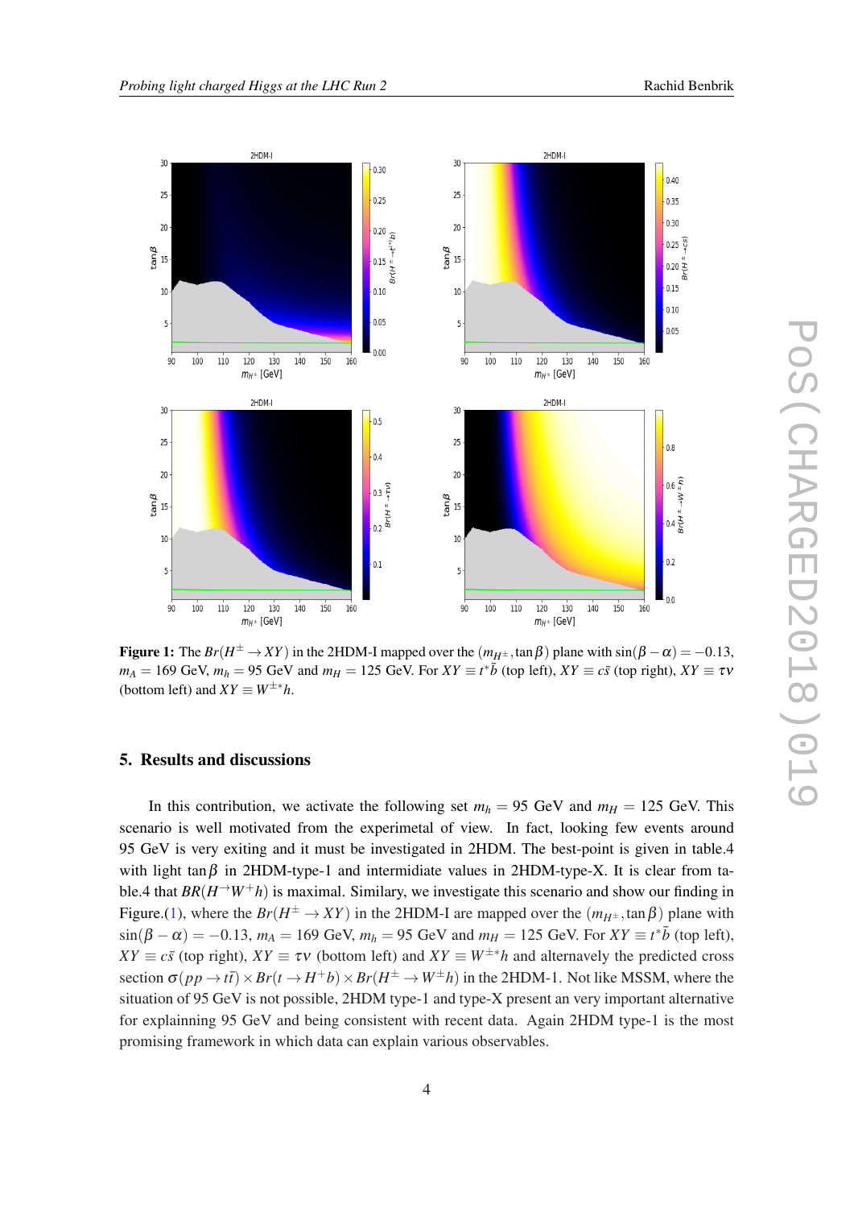**Figure 1:** The $Br(H^{\pm} \to XY)$ in the 2HDM-I mapped over the $(m_{H^{\pm}}, \tan\beta)$ plane with $\sin(\beta - \alpha) = -0.13$, $m_A = 169$ GeV, $m_h = 95$ GeV and $m_H = 125$ GeV. For $XY \equiv t^{*}\bar{b}$ (top left), $XY \equiv c\bar{s}$ (top right), $XY \equiv \tau\nu$ (bottom left) and $XY \equiv W^{\pm *}h$.

## 5. Results and discussions

In this contribution, we activate the following set $m_h = 95$ GeV and $m_H = 125$ GeV. This scenario is well motivated from the experimetal of view. In fact, looking few events around 95 GeV is very exiting and it must be investigated in 2HDM. The best-point is given in table.4 with light $\tan\beta$ in 2HDM-type-1 and intermidiate values in 2HDM-type-X. It is clear from table.4 that $BR(H^{\to}W^{+}h)$ is maximal. Similary, we investigate this scenario and show our finding in Figure.(1), where the $Br(H^{\pm} \to XY)$ in the 2HDM-I are mapped over the $(m_{H^{\pm}}, \tan\beta)$ plane with $\sin(\beta - \alpha) = -0.13$, $m_A = 169$ GeV, $m_h = 95$ GeV and $m_H = 125$ GeV. For $XY \equiv t^{*}\bar{b}$ (top left), $XY \equiv c\bar{s}$ (top right), $XY \equiv \tau\nu$ (bottom left) and $XY \equiv W^{\pm *}h$ and alternavely the predicted cross section $\sigma(pp \to t\bar{t}) \times Br(t \to H^{+}b) \times Br(H^{\pm} \to W^{\pm}h)$ in the 2HDM-1. Not like MSSM, where the situation of 95 GeV is not possible, 2HDM type-1 and type-X present an very important alternative for explainning 95 GeV and being consistent with recent data. Again 2HDM type-1 is the most promising framework in which data can explain various observables.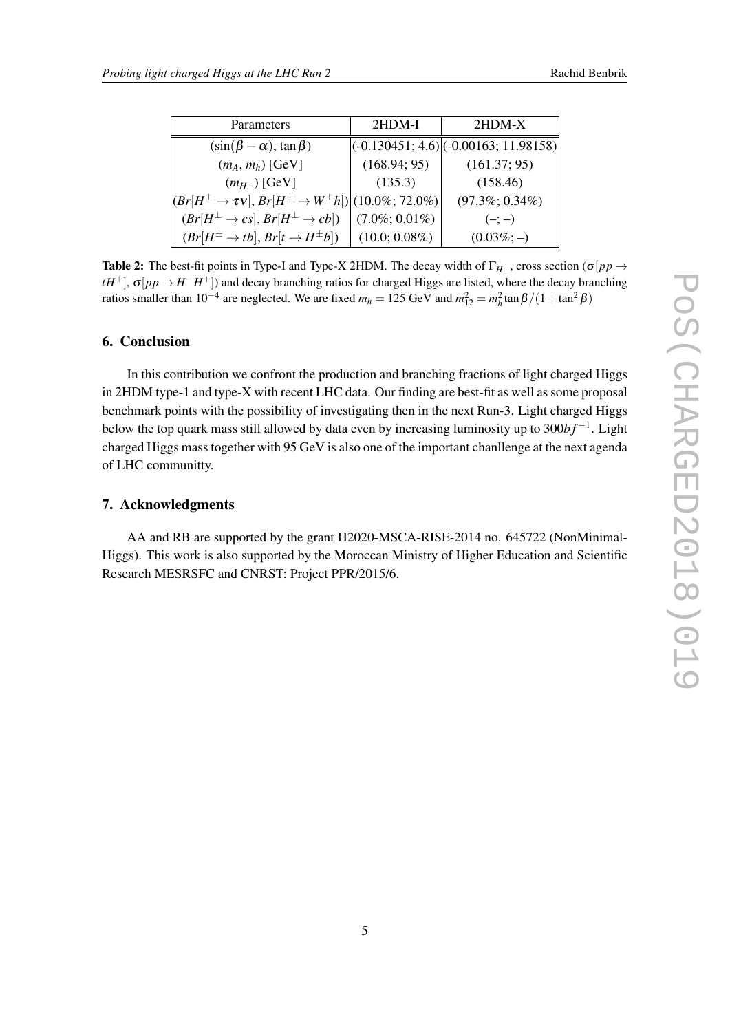| Parameters | 2HDM-I | 2HDM-X |
|---|---|---|
| $(\sin(\beta-\alpha)$, $\tan\beta)$ | (-0.130451; 4.6) | (-0.00163; 11.98158) |
| $(m_A, m_h)$ [GeV] | (168.94; 95) | (161.37; 95) |
| $(m_{H^\pm})$ [GeV] | (135.3) | (158.46) |
| $(Br[H^\pm \to \tau\nu]$, $Br[H^\pm \to W^\pm h])$ | (10.0%; 72.0%) | (97.3%; 0.34%) |
| $(Br[H^\pm \to cs]$, $Br[H^\pm \to cb])$ | (7.0%; 0.01%) | (–; –) |
| $(Br[H^\pm \to tb]$, $Br[t \to H^\pm b])$ | (10.0; 0.08%) | (0.03%; –) |

**Table 2:** The best-fit points in Type-I and Type-X 2HDM. The decay width of $\Gamma_{H^\pm}$, cross section ($\sigma[pp \to tH^+]$, $\sigma[pp \to H^- H^+]$) and decay branching ratios for charged Higgs are listed, where the decay branching ratios smaller than $10^{-4}$ are neglected. We are fixed $m_h = 125$ GeV and $m_{12}^2 = m_h^2 \tan\beta/(1+\tan^2\beta)$

## 6. Conclusion

In this contribution we confront the production and branching fractions of light charged Higgs in 2HDM type-1 and type-X with recent LHC data. Our finding are best-fit as well as some proposal benchmark points with the possibility of investigating then in the next Run-3. Light charged Higgs below the top quark mass still allowed by data even by increasing luminosity up to $300bf^{-1}$. Light charged Higgs mass together with 95 GeV is also one of the important chanllenge at the next agenda of LHC communitty.

## 7. Acknowledgments

AA and RB are supported by the grant H2020-MSCA-RISE-2014 no. 645722 (NonMinimal-Higgs). This work is also supported by the Moroccan Ministry of Higher Education and Scientific Research MESRSFC and CNRST: Project PPR/2015/6.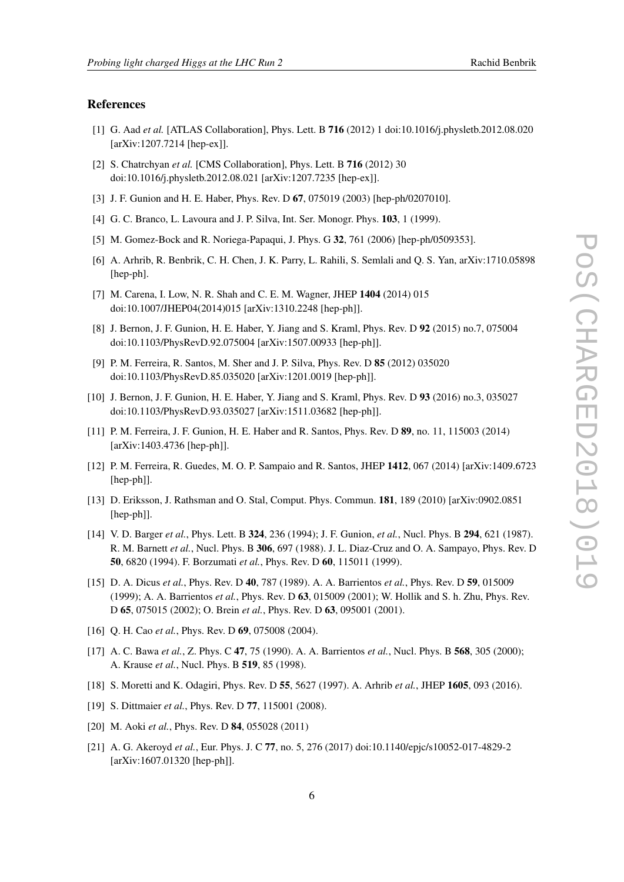## References

[1] G. Aad *et al.* [ATLAS Collaboration], Phys. Lett. B **716** (2012) 1 doi:10.1016/j.physletb.2012.08.020 [arXiv:1207.7214 [hep-ex]].

[2] S. Chatrchyan *et al.* [CMS Collaboration], Phys. Lett. B **716** (2012) 30 doi:10.1016/j.physletb.2012.08.021 [arXiv:1207.7235 [hep-ex]].

[3] J. F. Gunion and H. E. Haber, Phys. Rev. D **67**, 075019 (2003) [hep-ph/0207010].

[4] G. C. Branco, L. Lavoura and J. P. Silva, Int. Ser. Monogr. Phys. **103**, 1 (1999).

[5] M. Gomez-Bock and R. Noriega-Papaqui, J. Phys. G **32**, 761 (2006) [hep-ph/0509353].

[6] A. Arhrib, R. Benbrik, C. H. Chen, J. K. Parry, L. Rahili, S. Semlali and Q. S. Yan, arXiv:1710.05898 [hep-ph].

[7] M. Carena, I. Low, N. R. Shah and C. E. M. Wagner, JHEP **1404** (2014) 015 doi:10.1007/JHEP04(2014)015 [arXiv:1310.2248 [hep-ph]].

[8] J. Bernon, J. F. Gunion, H. E. Haber, Y. Jiang and S. Kraml, Phys. Rev. D **92** (2015) no.7, 075004 doi:10.1103/PhysRevD.92.075004 [arXiv:1507.00933 [hep-ph]].

[9] P. M. Ferreira, R. Santos, M. Sher and J. P. Silva, Phys. Rev. D **85** (2012) 035020 doi:10.1103/PhysRevD.85.035020 [arXiv:1201.0019 [hep-ph]].

[10] J. Bernon, J. F. Gunion, H. E. Haber, Y. Jiang and S. Kraml, Phys. Rev. D **93** (2016) no.3, 035027 doi:10.1103/PhysRevD.93.035027 [arXiv:1511.03682 [hep-ph]].

[11] P. M. Ferreira, J. F. Gunion, H. E. Haber and R. Santos, Phys. Rev. D **89**, no. 11, 115003 (2014) [arXiv:1403.4736 [hep-ph]].

[12] P. M. Ferreira, R. Guedes, M. O. P. Sampaio and R. Santos, JHEP **1412**, 067 (2014) [arXiv:1409.6723 [hep-ph]].

[13] D. Eriksson, J. Rathsman and O. Stal, Comput. Phys. Commun. **181**, 189 (2010) [arXiv:0902.0851 [hep-ph]].

[14] V. D. Barger *et al.*, Phys. Lett. B **324**, 236 (1994); J. F. Gunion, *et al.*, Nucl. Phys. B **294**, 621 (1987). R. M. Barnett *et al.*, Nucl. Phys. B **306**, 697 (1988). J. L. Diaz-Cruz and O. A. Sampayo, Phys. Rev. D **50**, 6820 (1994). F. Borzumati *et al.*, Phys. Rev. D **60**, 115011 (1999).

[15] D. A. Dicus *et al.*, Phys. Rev. D **40**, 787 (1989). A. A. Barrientos *et al.*, Phys. Rev. D **59**, 015009 (1999); A. A. Barrientos *et al.*, Phys. Rev. D **63**, 015009 (2001); W. Hollik and S. h. Zhu, Phys. Rev. D **65**, 075015 (2002); O. Brein *et al.*, Phys. Rev. D **63**, 095001 (2001).

[16] Q. H. Cao *et al.*, Phys. Rev. D **69**, 075008 (2004).

[17] A. C. Bawa *et al.*, Z. Phys. C **47**, 75 (1990). A. A. Barrientos *et al.*, Nucl. Phys. B **568**, 305 (2000); A. Krause *et al.*, Nucl. Phys. B **519**, 85 (1998).

[18] S. Moretti and K. Odagiri, Phys. Rev. D **55**, 5627 (1997). A. Arhrib *et al.*, JHEP **1605**, 093 (2016).

[19] S. Dittmaier *et al.*, Phys. Rev. D **77**, 115001 (2008).

[20] M. Aoki *et al.*, Phys. Rev. D **84**, 055028 (2011)

[21] A. G. Akeroyd *et al.*, Eur. Phys. J. C **77**, no. 5, 276 (2017) doi:10.1140/epjc/s10052-017-4829-2 [arXiv:1607.01320 [hep-ph]].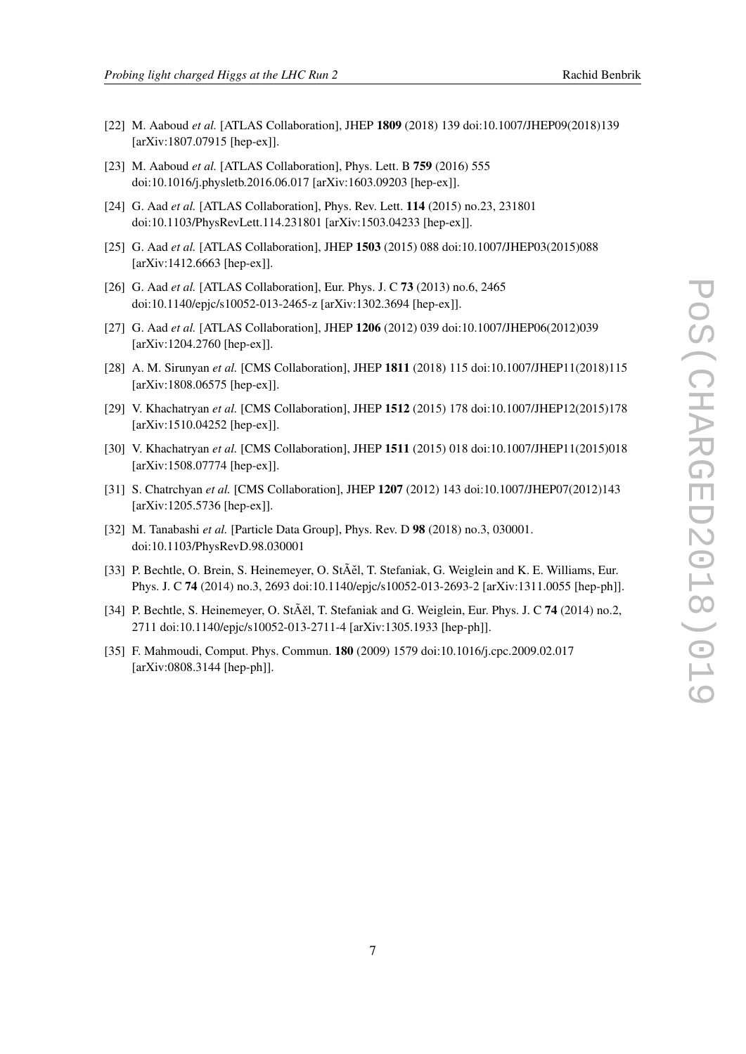[22] M. Aaboud *et al.* [ATLAS Collaboration], JHEP **1809** (2018) 139 doi:10.1007/JHEP09(2018)139 [arXiv:1807.07915 [hep-ex]].

[23] M. Aaboud *et al.* [ATLAS Collaboration], Phys. Lett. B **759** (2016) 555 doi:10.1016/j.physletb.2016.06.017 [arXiv:1603.09203 [hep-ex]].

[24] G. Aad *et al.* [ATLAS Collaboration], Phys. Rev. Lett. **114** (2015) no.23, 231801 doi:10.1103/PhysRevLett.114.231801 [arXiv:1503.04233 [hep-ex]].

[25] G. Aad *et al.* [ATLAS Collaboration], JHEP **1503** (2015) 088 doi:10.1007/JHEP03(2015)088 [arXiv:1412.6663 [hep-ex]].

[26] G. Aad *et al.* [ATLAS Collaboration], Eur. Phys. J. C **73** (2013) no.6, 2465 doi:10.1140/epjc/s10052-013-2465-z [arXiv:1302.3694 [hep-ex]].

[27] G. Aad *et al.* [ATLAS Collaboration], JHEP **1206** (2012) 039 doi:10.1007/JHEP06(2012)039 [arXiv:1204.2760 [hep-ex]].

[28] A. M. Sirunyan *et al.* [CMS Collaboration], JHEP **1811** (2018) 115 doi:10.1007/JHEP11(2018)115 [arXiv:1808.06575 [hep-ex]].

[29] V. Khachatryan *et al.* [CMS Collaboration], JHEP **1512** (2015) 178 doi:10.1007/JHEP12(2015)178 [arXiv:1510.04252 [hep-ex]].

[30] V. Khachatryan *et al.* [CMS Collaboration], JHEP **1511** (2015) 018 doi:10.1007/JHEP11(2015)018 [arXiv:1508.07774 [hep-ex]].

[31] S. Chatrchyan *et al.* [CMS Collaboration], JHEP **1207** (2012) 143 doi:10.1007/JHEP07(2012)143 [arXiv:1205.5736 [hep-ex]].

[32] M. Tanabashi *et al.* [Particle Data Group], Phys. Rev. D **98** (2018) no.3, 030001. doi:10.1103/PhysRevD.98.030001

[33] P. Bechtle, O. Brein, S. Heinemeyer, O. StÃěl, T. Stefaniak, G. Weiglein and K. E. Williams, Eur. Phys. J. C **74** (2014) no.3, 2693 doi:10.1140/epjc/s10052-013-2693-2 [arXiv:1311.0055 [hep-ph]].

[34] P. Bechtle, S. Heinemeyer, O. StÃěl, T. Stefaniak and G. Weiglein, Eur. Phys. J. C **74** (2014) no.2, 2711 doi:10.1140/epjc/s10052-013-2711-4 [arXiv:1305.1933 [hep-ph]].

[35] F. Mahmoudi, Comput. Phys. Commun. **180** (2009) 1579 doi:10.1016/j.cpc.2009.02.017 [arXiv:0808.3144 [hep-ph]].